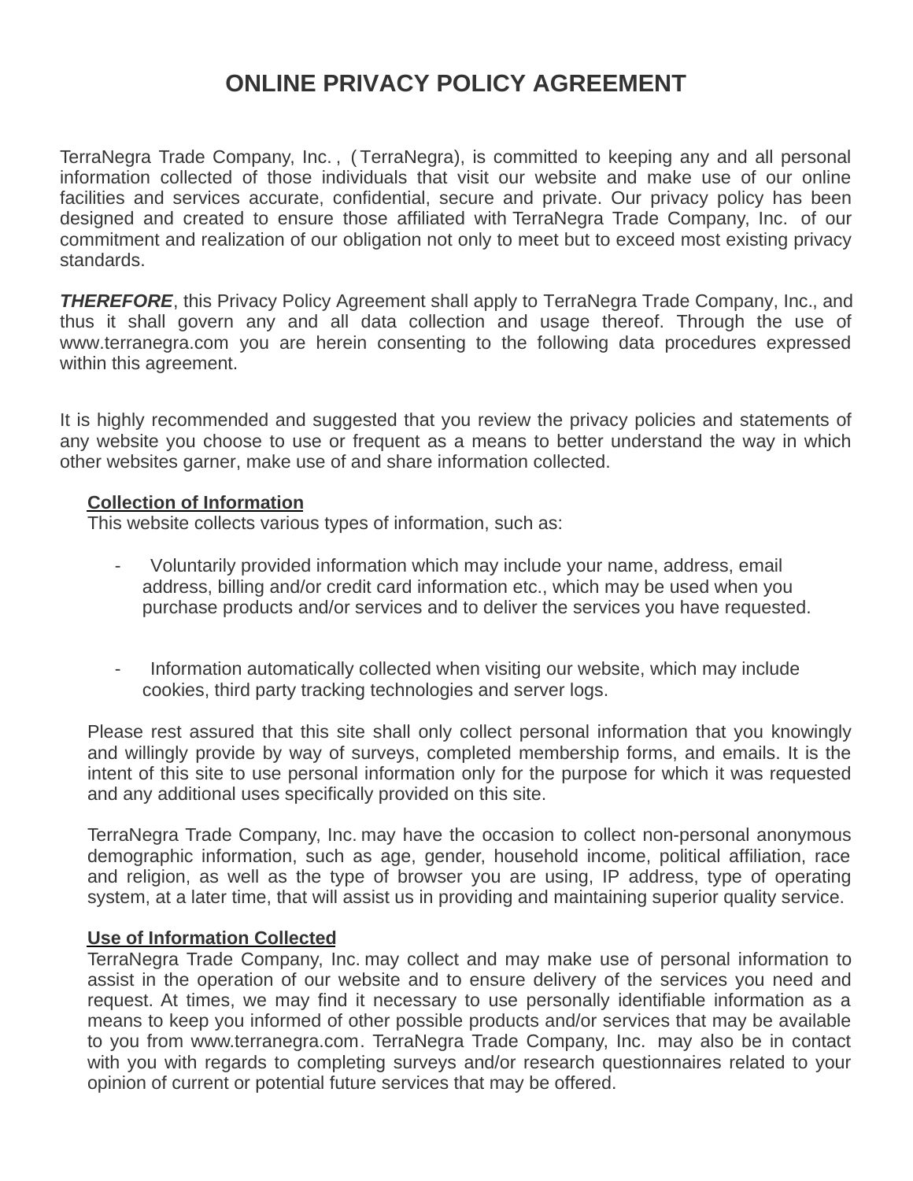# ONLINE PRIVACY POLICY AGREEMENT

TerraNegra Trade Company, Inc. , ( TerraNegra), is committed to keeping any and all personal information collected of those individuals that visit our website and make use of our online facilities and services accurate, confidential, secure and private. Our privacy policy has been designed and created to ensure those affiliated with TerraNegra Trade Company, Inc. of our commitment and realization of our obligation not only to meet but to exceed most existing privacy standards.

***THEREFORE***, this Privacy Policy Agreement shall apply to TerraNegra Trade Company, Inc., and thus it shall govern any and all data collection and usage thereof. Through the use of www.terranegra.com you are herein consenting to the following data procedures expressed within this agreement.

It is highly recommended and suggested that you review the privacy policies and statements of any website you choose to use or frequent as a means to better understand the way in which other websites garner, make use of and share information collected.

**Collection of Information**

This website collects various types of information, such as:

- Voluntarily provided information which may include your name, address, email address, billing and/or credit card information etc., which may be used when you purchase products and/or services and to deliver the services you have requested.

- Information automatically collected when visiting our website, which may include cookies, third party tracking technologies and server logs.

Please rest assured that this site shall only collect personal information that you knowingly and willingly provide by way of surveys, completed membership forms, and emails. It is the intent of this site to use personal information only for the purpose for which it was requested and any additional uses specifically provided on this site.

TerraNegra Trade Company, Inc. may have the occasion to collect non-personal anonymous demographic information, such as age, gender, household income, political affiliation, race and religion, as well as the type of browser you are using, IP address, type of operating system, at a later time, that will assist us in providing and maintaining superior quality service.

**Use of Information Collected**

TerraNegra Trade Company, Inc. may collect and may make use of personal information to assist in the operation of our website and to ensure delivery of the services you need and request. At times, we may find it necessary to use personally identifiable information as a means to keep you informed of other possible products and/or services that may be available to you from www.terranegra.com. TerraNegra Trade Company, Inc. may also be in contact with you with regards to completing surveys and/or research questionnaires related to your opinion of current or potential future services that may be offered.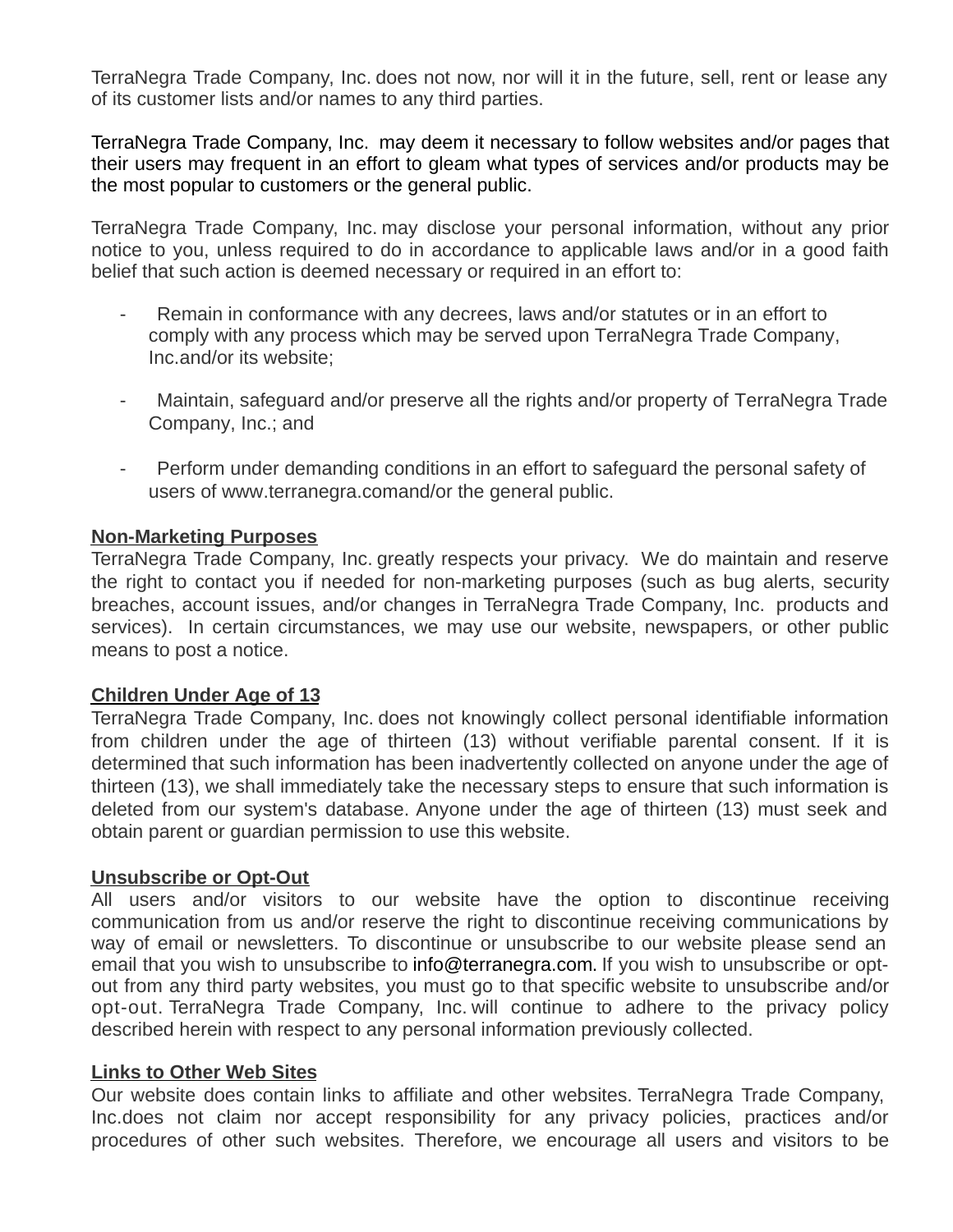TerraNegra Trade Company, Inc. does not now, nor will it in the future, sell, rent or lease any of its customer lists and/or names to any third parties.

TerraNegra Trade Company, Inc. may deem it necessary to follow websites and/or pages that their users may frequent in an effort to gleam what types of services and/or products may be the most popular to customers or the general public.

TerraNegra Trade Company, Inc. may disclose your personal information, without any prior notice to you, unless required to do in accordance to applicable laws and/or in a good faith belief that such action is deemed necessary or required in an effort to:

- Remain in conformance with any decrees, laws and/or statutes or in an effort to comply with any process which may be served upon TerraNegra Trade Company, Inc.and/or its website;

- Maintain, safeguard and/or preserve all the rights and/or property of TerraNegra Trade Company, Inc.; and

- Perform under demanding conditions in an effort to safeguard the personal safety of users of www.terranegra.comand/or the general public.

**Non-Marketing Purposes**

TerraNegra Trade Company, Inc. greatly respects your privacy. We do maintain and reserve the right to contact you if needed for non-marketing purposes (such as bug alerts, security breaches, account issues, and/or changes in TerraNegra Trade Company, Inc. products and services). In certain circumstances, we may use our website, newspapers, or other public means to post a notice.

**Children Under Age of 13**

TerraNegra Trade Company, Inc. does not knowingly collect personal identifiable information from children under the age of thirteen (13) without verifiable parental consent. If it is determined that such information has been inadvertently collected on anyone under the age of thirteen (13), we shall immediately take the necessary steps to ensure that such information is deleted from our system's database. Anyone under the age of thirteen (13) must seek and obtain parent or guardian permission to use this website.

**Unsubscribe or Opt-Out**

All users and/or visitors to our website have the option to discontinue receiving communication from us and/or reserve the right to discontinue receiving communications by way of email or newsletters. To discontinue or unsubscribe to our website please send an email that you wish to unsubscribe to info@terranegra.com. If you wish to unsubscribe or opt-out from any third party websites, you must go to that specific website to unsubscribe and/or opt-out. TerraNegra Trade Company, Inc. will continue to adhere to the privacy policy described herein with respect to any personal information previously collected.

**Links to Other Web Sites**

Our website does contain links to affiliate and other websites. TerraNegra Trade Company, Inc.does not claim nor accept responsibility for any privacy policies, practices and/or procedures of other such websites. Therefore, we encourage all users and visitors to be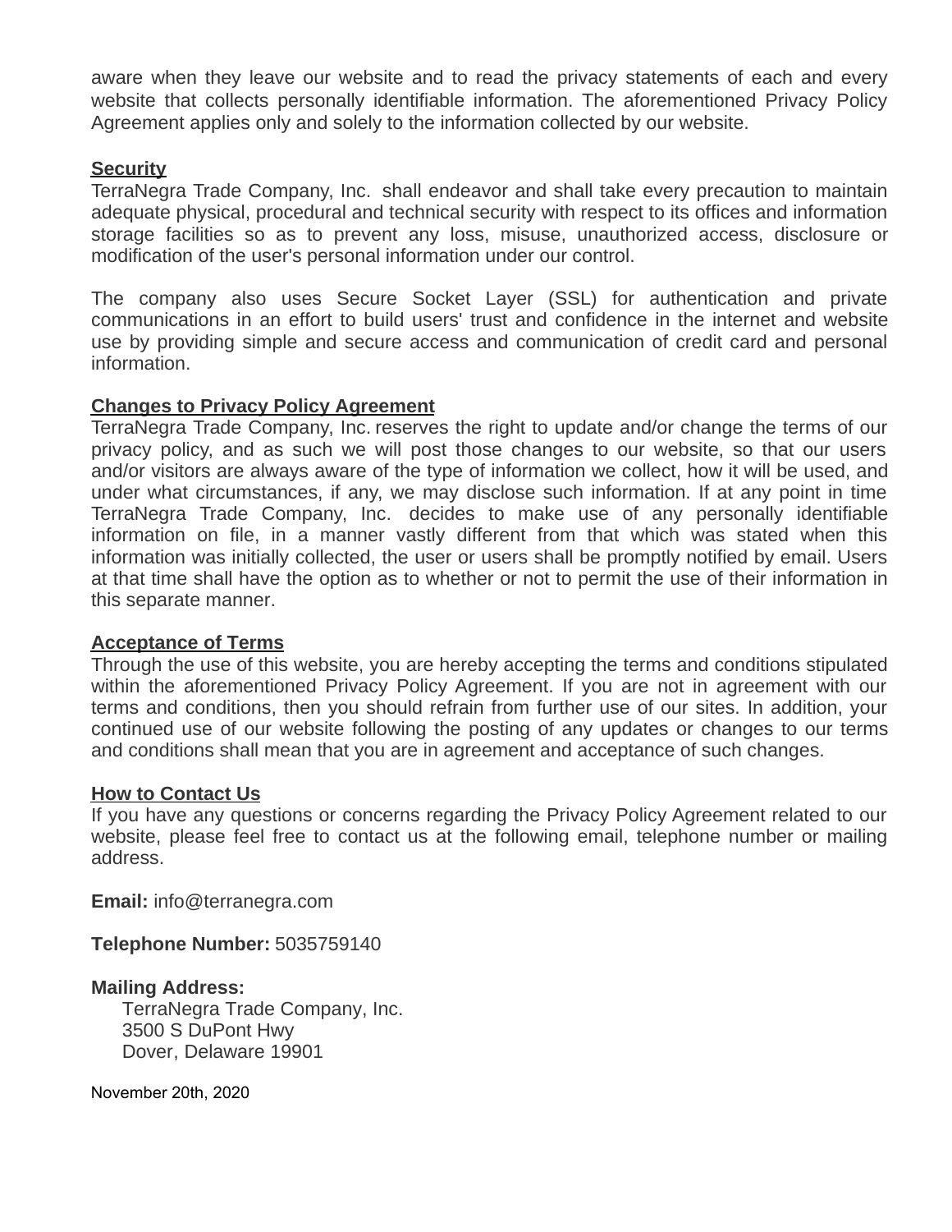aware when they leave our website and to read the privacy statements of each and every website that collects personally identifiable information. The aforementioned Privacy Policy Agreement applies only and solely to the information collected by our website.

**Security**

TerraNegra Trade Company, Inc. shall endeavor and shall take every precaution to maintain adequate physical, procedural and technical security with respect to its offices and information storage facilities so as to prevent any loss, misuse, unauthorized access, disclosure or modification of the user's personal information under our control.

The company also uses Secure Socket Layer (SSL) for authentication and private communications in an effort to build users' trust and confidence in the internet and website use by providing simple and secure access and communication of credit card and personal information.

**Changes to Privacy Policy Agreement**

TerraNegra Trade Company, Inc. reserves the right to update and/or change the terms of our privacy policy, and as such we will post those changes to our website, so that our users and/or visitors are always aware of the type of information we collect, how it will be used, and under what circumstances, if any, we may disclose such information. If at any point in time TerraNegra Trade Company, Inc. decides to make use of any personally identifiable information on file, in a manner vastly different from that which was stated when this information was initially collected, the user or users shall be promptly notified by email. Users at that time shall have the option as to whether or not to permit the use of their information in this separate manner.

**Acceptance of Terms**

Through the use of this website, you are hereby accepting the terms and conditions stipulated within the aforementioned Privacy Policy Agreement. If you are not in agreement with our terms and conditions, then you should refrain from further use of our sites. In addition, your continued use of our website following the posting of any updates or changes to our terms and conditions shall mean that you are in agreement and acceptance of such changes.

**How to Contact Us**

If you have any questions or concerns regarding the Privacy Policy Agreement related to our website, please feel free to contact us at the following email, telephone number or mailing address.

**Email:** info@terranegra.com

**Telephone Number:** 5035759140

**Mailing Address:**

TerraNegra Trade Company, Inc.
3500 S DuPont Hwy
Dover, Delaware 19901

November 20th, 2020